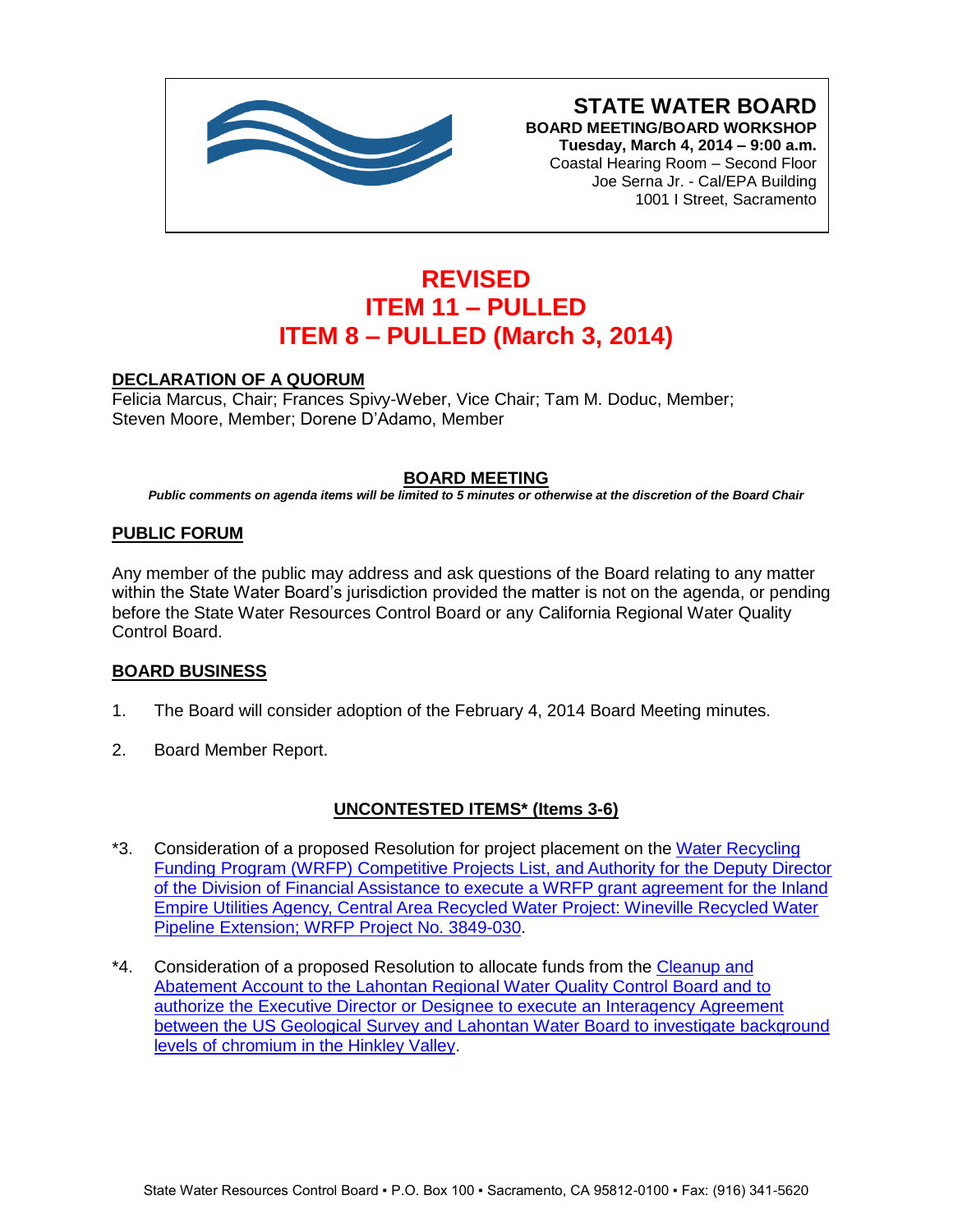# STATE WATER BOARD

**BOARD MEETING/BOARD WORKSHOP**
**Tuesday, March 4, 2014 – 9:00 a.m.**
Coastal Hearing Room – Second Floor
Joe Serna Jr. - Cal/EPA Building
1001 I Street, Sacramento

# REVISED
# ITEM 11 – PULLED
# ITEM 8 – PULLED (March 3, 2014)

## DECLARATION OF A QUORUM

Felicia Marcus, Chair; Frances Spivy-Weber, Vice Chair; Tam M. Doduc, Member; Steven Moore, Member; Dorene D'Adamo, Member

## BOARD MEETING

***Public comments on agenda items will be limited to 5 minutes or otherwise at the discretion of the Board Chair***

## PUBLIC FORUM

Any member of the public may address and ask questions of the Board relating to any matter within the State Water Board's jurisdiction provided the matter is not on the agenda, or pending before the State Water Resources Control Board or any California Regional Water Quality Control Board.

## BOARD BUSINESS

1. The Board will consider adoption of the February 4, 2014 Board Meeting minutes.

2. Board Member Report.

## UNCONTESTED ITEMS* (Items 3-6)

*3. Consideration of a proposed Resolution for project placement on the Water Recycling Funding Program (WRFP) Competitive Projects List, and Authority for the Deputy Director of the Division of Financial Assistance to execute a WRFP grant agreement for the Inland Empire Utilities Agency, Central Area Recycled Water Project: Wineville Recycled Water Pipeline Extension; WRFP Project No. 3849-030.

*4. Consideration of a proposed Resolution to allocate funds from the Cleanup and Abatement Account to the Lahontan Regional Water Quality Control Board and to authorize the Executive Director or Designee to execute an Interagency Agreement between the US Geological Survey and Lahontan Water Board to investigate background levels of chromium in the Hinkley Valley.

State Water Resources Control Board ▪ P.O. Box 100 ▪ Sacramento, CA 95812-0100 ▪ Fax: (916) 341-5620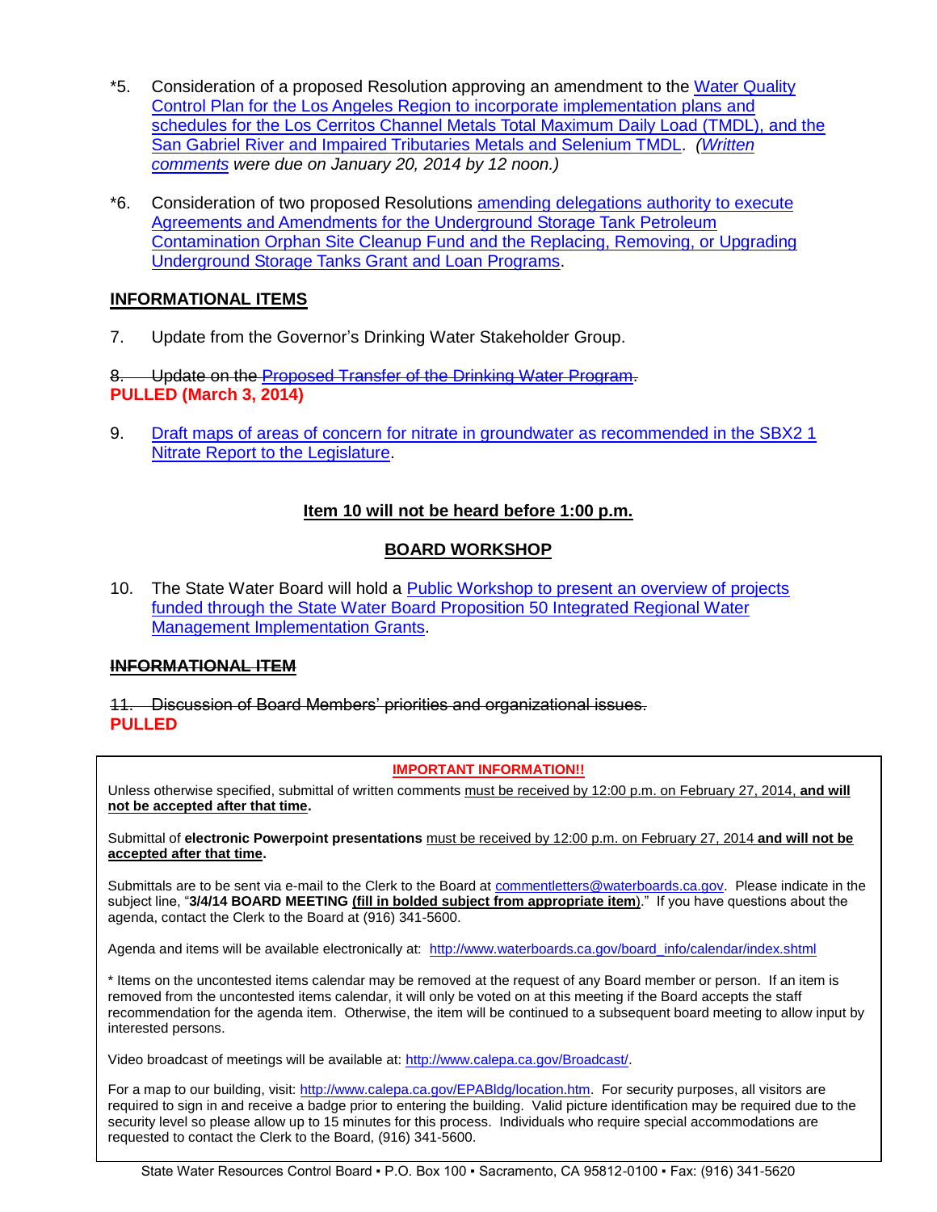*5. Consideration of a proposed Resolution approving an amendment to the Water Quality Control Plan for the Los Angeles Region to incorporate implementation plans and schedules for the Los Cerritos Channel Metals Total Maximum Daily Load (TMDL), and the San Gabriel River and Impaired Tributaries Metals and Selenium TMDL. *(Written comments were due on January 20, 2014 by 12 noon.)*

*6. Consideration of two proposed Resolutions amending delegations authority to execute Agreements and Amendments for the Underground Storage Tank Petroleum Contamination Orphan Site Cleanup Fund and the Replacing, Removing, or Upgrading Underground Storage Tanks Grant and Loan Programs.

## INFORMATIONAL ITEMS

7. Update from the Governor's Drinking Water Stakeholder Group.

~~8. Update on the Proposed Transfer of the Drinking Water Program.~~
**PULLED (March 3, 2014)**

9. Draft maps of areas of concern for nitrate in groundwater as recommended in the SBX2 1 Nitrate Report to the Legislature.

**Item 10 will not be heard before 1:00 p.m.**

## BOARD WORKSHOP

10. The State Water Board will hold a Public Workshop to present an overview of projects funded through the State Water Board Proposition 50 Integrated Regional Water Management Implementation Grants.

## ~~INFORMATIONAL ITEM~~

~~11. Discussion of Board Members' priorities and organizational issues.~~
**PULLED**

**IMPORTANT INFORMATION!!**

Unless otherwise specified, submittal of written comments must be received by 12:00 p.m. on February 27, 2014, **and will not be accepted after that time.**

Submittal of **electronic Powerpoint presentations** must be received by 12:00 p.m. on February 27, 2014 **and will not be accepted after that time.**

Submittals are to be sent via e-mail to the Clerk to the Board at commentletters@waterboards.ca.gov. Please indicate in the subject line, "**3/4/14 BOARD MEETING (fill in bolded subject from appropriate item)**." If you have questions about the agenda, contact the Clerk to the Board at (916) 341-5600.

Agenda and items will be available electronically at: http://www.waterboards.ca.gov/board_info/calendar/index.shtml

* Items on the uncontested items calendar may be removed at the request of any Board member or person. If an item is removed from the uncontested items calendar, it will only be voted on at this meeting if the Board accepts the staff recommendation for the agenda item. Otherwise, the item will be continued to a subsequent board meeting to allow input by interested persons.

Video broadcast of meetings will be available at: http://www.calepa.ca.gov/Broadcast/.

For a map to our building, visit: http://www.calepa.ca.gov/EPABldg/location.htm. For security purposes, all visitors are required to sign in and receive a badge prior to entering the building. Valid picture identification may be required due to the security level so please allow up to 15 minutes for this process. Individuals who require special accommodations are requested to contact the Clerk to the Board, (916) 341-5600.

State Water Resources Control Board ▪ P.O. Box 100 ▪ Sacramento, CA 95812-0100 ▪ Fax: (916) 341-5620